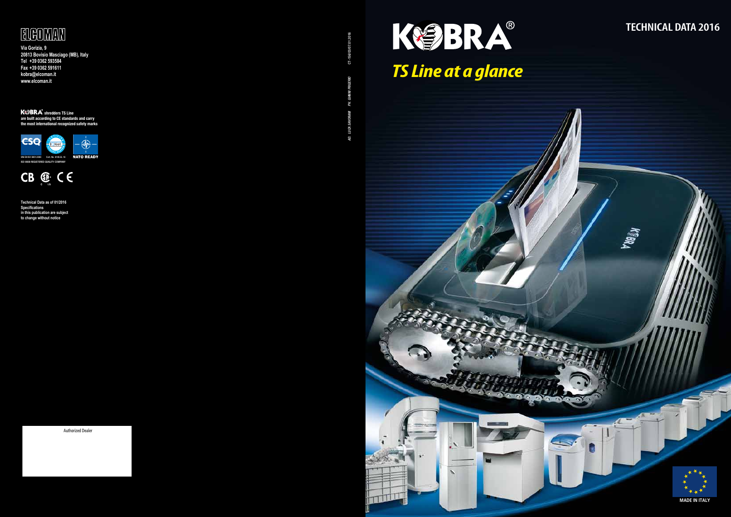# ELCOMAN

Via Gorizia, 9
20813 Bovisio Masciago (MB), Italy
Tel +39 0362 593584
Fax +39 0362 591611
kobra@elcoman.it
www.elcoman.it

**KOBRA® shredders TS Line**
are built according to CE standards and carry
the most international recognized safety marks

UNI EN ISO 9001:2008 Cert. No. 9165.ELT6 NATO READY
ISO 9000 REGISTERED QUALITY COMPANY

CB CE

Technical Data as of 01/2016
Specifications
in this publication are subject
to change without notice

Authorized Dealer

AD: LUCA SAVORANI PH: GIANNI FRIGERIO CT-156/03/07.01.2016

# KOBRA®

## TECHNICAL DATA 2016

## *TS Line at a glance*

MADE IN ITALY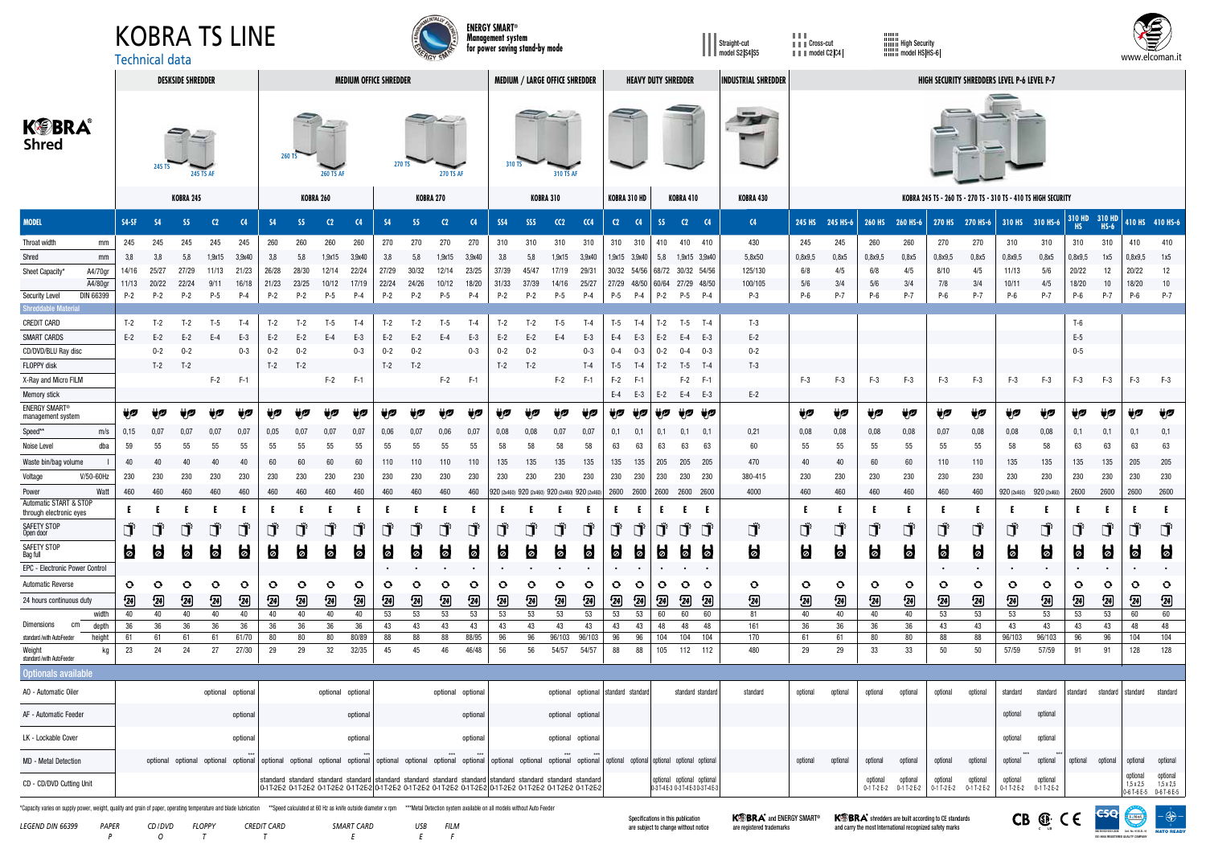# KOBRA TS LINE

## Technical data

**ENERGY SMART®** Management system for power saving stand-by mode

Straight-cut model S2|S4|S5 — Cross-cut model C2|C4| — High Security model HS|HS-6|

www.elcoman.it

**KOBRA Shred**

DESKSIDE SHREDDER: KOBRA 245 (245 TS, 245 TS AF) — MEDIUM OFFICE SHREDDER: KOBRA 260 (260 TS, 260 TS AF), KOBRA 270 (270 TS, 270 TS AF) — MEDIUM / LARGE OFFICE SHREDDER: KOBRA 310 (310 TS, 310 TS AF) — HEAVY DUTY SHREDDER: KOBRA 310 HD, KOBRA 410 — INDUSTRIAL SHREDDER: KOBRA 430 — HIGH SECURITY SHREDDERS LEVEL P-6 LEVEL P-7: KOBRA 245 TS - 260 TS - 270 TS - 310 TS - 410 TS HIGH SECURITY

| | KOBRA 245 | | | | | KOBRA 260 | | | | KOBRA 270 | | | | KOBRA 310 | | | | KOBRA 310 HD | | KOBRA 410 | | | KOBRA 430 | KOBRA 245 TS - 260 TS - 270 TS - 310 TS - 410 TS HIGH SECURITY | | | | | | | | | | | |
|---|---|---|---|---|---|---|---|---|---|---|---|---|---|---|---|---|---|---|---|---|---|---|---|---|---|---|---|---|---|---|---|---|---|---|---|
| **MODEL** | S4-SF | S4 | S5 | C2 | C4 | S4 | S5 | C2 | C4 | S4 | S5 | C2 | C4 | SS4 | SS5 | CC2 | CC4 | C2 | C4 | S5 | C2 | C4 | C4 | 245 HS | 245 HS-6 | 260 HS | 260 HS-6 | 270 HS | 270 HS-6 | 310 HS | 310 HS-6 | 310 HD HS | 310 HD HS-6 | 410 HS | 410 HS-6 |
| Throat width mm | 245 | 245 | 245 | 245 | 245 | 260 | 260 | 260 | 260 | 270 | 270 | 270 | 270 | 310 | 310 | 310 | 310 | 310 | 310 | 410 | 410 | 410 | 430 | 245 | 245 | 260 | 260 | 270 | 270 | 310 | 310 | 310 | 310 | 410 | 410 |
| Shred mm | 3,8 | 3,8 | 5,8 | 1,9x15 | 3,9x40 | 3,8 | 5,8 | 1,9x15 | 3,9x40 | 3,8 | 5,8 | 1,9x15 | 3,9x40 | 3,8 | 5,8 | 1,9x15 | 3,9x40 | 1,9x15 | 3,9x40 | 5,8 | 1,9x15 | 3,9x40 | 5,8x50 | 0,8x9,5 | 0,8x5 | 0,8x9,5 | 0,8x5 | 0,8x9,5 | 0,8x5 | 0,8x9,5 | 0,8x5 | 0,8x9,5 | 1x5 | 0,8x9,5 | 1x5 |
| Sheet Capacity* A4/70gr | 14/16 | 25/27 | 27/29 | 11/13 | 21/23 | 26/28 | 28/30 | 12/14 | 22/24 | 27/29 | 30/32 | 12/14 | 23/25 | 37/39 | 45/47 | 17/19 | 29/31 | 30/32 | 54/56 | 68/72 | 30/32 | 54/56 | 125/130 | 6/8 | 4/5 | 6/8 | 4/5 | 8/10 | 4/5 | 11/13 | 5/6 | 20/22 | 12 | 20/22 | 12 |
| A4/80gr | 11/13 | 20/22 | 22/24 | 9/11 | 16/18 | 21/23 | 23/25 | 10/12 | 17/19 | 22/24 | 24/26 | 10/12 | 18/20 | 31/33 | 37/39 | 14/16 | 25/27 | 27/29 | 48/50 | 60/64 | 27/29 | 48/50 | 100/105 | 5/6 | 3/4 | 5/6 | 3/4 | 7/8 | 3/4 | 10/11 | 4/5 | 18/20 | 10 | 18/20 | 10 |
| Security Level DIN 66399 | P-2 | P-2 | P-2 | P-5 | P-4 | P-2 | P-2 | P-5 | P-4 | P-2 | P-2 | P-5 | P-4 | P-2 | P-2 | P-5 | P-4 | P-5 | P-4 | P-2 | P-5 | P-4 | P-3 | P-6 | P-7 | P-6 | P-7 | P-6 | P-7 | P-6 | P-7 | P-6 | P-7 | P-6 | P-7 |
| **Shreddable Material** | | | | | | | | | | | | | | | | | | | | | | | | | | | | | | | | | | | |
| CREDIT CARD | T-2 | T-2 | T-2 | T-5 | T-4 | T-2 | T-2 | T-5 | T-4 | T-2 | T-2 | T-5 | T-4 | T-2 | T-2 | T-5 | T-4 | T-5 | T-4 | T-2 | T-5 | T-4 | T-3 | | | | | | | | | T-6 | | | |
| SMART CARDS | E-2 | E-2 | E-2 | E-4 | E-3 | E-2 | E-2 | E-4 | E-3 | E-2 | E-2 | E-4 | E-3 | E-2 | E-2 | E-4 | E-3 | E-4 | E-3 | E-2 | E-4 | E-3 | E-2 | | | | | | | | | E-5 | | | |
| CD/DVD/BLU Ray disc | | 0-2 | 0-2 | | 0-3 | 0-2 | 0-2 | | 0-3 | 0-2 | 0-2 | | 0-3 | 0-2 | 0-2 | | 0-3 | 0-4 | 0-3 | 0-2 | 0-4 | 0-3 | 0-2 | | | | | | | | | 0-5 | | | |
| FLOPPY disk | | T-2 | T-2 | | | T-2 | T-2 | | | T-2 | T-2 | | | T-2 | T-2 | | T-4 | T-5 | T-4 | T-2 | T-5 | T-4 | T-3 | | | | | | | | | | | | |
| X-Ray and Micro FILM | | | | F-2 | F-1 | | | F-2 | F-1 | | | F-2 | F-1 | | | F-2 | F-1 | F-2 | F-1 | | F-2 | F-1 | | F-3 | F-3 | F-3 | F-3 | F-3 | F-3 | F-3 | F-3 | F-3 | F-3 | F-3 | F-3 |
| Memory stick | | | | | | | | | | | | | | | | | | E-4 | E-3 | E-2 | E-4 | E-3 | E-2 | | | | | | | | | | | | |
| ENERGY SMART® management system | ✓ | ✓ | ✓ | ✓ | ✓ | ✓ | ✓ | ✓ | ✓ | ✓ | ✓ | ✓ | ✓ | ✓ | ✓ | ✓ | ✓ | ✓ | ✓ | ✓ | ✓ | ✓ | | ✓ | ✓ | ✓ | ✓ | ✓ | ✓ | ✓ | ✓ | ✓ | ✓ | ✓ | ✓ |
| Speed** m/s | 0,15 | 0,07 | 0,07 | 0,07 | 0,07 | 0,05 | 0,07 | 0,07 | 0,07 | 0,06 | 0,07 | 0,06 | 0,07 | 0,08 | 0,08 | 0,07 | 0,07 | 0,1 | 0,1 | 0,1 | 0,1 | 0,1 | 0,21 | 0,08 | 0,08 | 0,08 | 0,08 | 0,07 | 0,08 | 0,08 | 0,08 | 0,1 | 0,1 | 0,1 | 0,1 |
| Noise Level dba | 59 | 55 | 55 | 55 | 55 | 55 | 55 | 55 | 55 | 55 | 55 | 55 | 55 | 58 | 58 | 58 | 58 | 63 | 63 | 63 | 63 | 63 | 60 | 55 | 55 | 55 | 55 | 55 | 55 | 58 | 58 | 63 | 63 | 63 | 63 |
| Waste bin/bag volume l | 40 | 40 | 40 | 40 | 40 | 60 | 60 | 60 | 60 | 110 | 110 | 110 | 110 | 135 | 135 | 135 | 135 | 135 | 135 | 205 | 205 | 205 | 470 | 40 | 40 | 60 | 60 | 110 | 110 | 135 | 135 | 135 | 135 | 205 | 205 |
| Voltage V/50-60Hz | 230 | 230 | 230 | 230 | 230 | 230 | 230 | 230 | 230 | 230 | 230 | 230 | 230 | 230 | 230 | 230 | 230 | 230 | 230 | 230 | 230 | 230 | 380-415 | 230 | 230 | 230 | 230 | 230 | 230 | 230 | 230 | 230 | 230 | 230 | 230 |
| Power Watt | 460 | 460 | 460 | 460 | 460 | 460 | 460 | 460 | 460 | 460 | 460 | 460 | 460 | 920 (2x460) | 920 (2x460) | 920 (2x460) | 920 (2x460) | 2600 | 2600 | 2600 | 2600 | 2600 | 4000 | 460 | 460 | 460 | 460 | 460 | 460 | 920 (2x460) | 920 (2x460) | 2600 | 2600 | 2600 | 2600 |
| Automatic START & STOP through electronic eyes | E | E | E | E | E | E | E | E | E | E | E | E | E | E | E | E | E | E | E | E | E | E | | E | E | E | E | E | E | E | E | E | E | E | E |
| SAFETY STOP Open door | ✓ | ✓ | ✓ | ✓ | ✓ | ✓ | ✓ | ✓ | ✓ | ✓ | ✓ | ✓ | ✓ | ✓ | ✓ | ✓ | ✓ | ✓ | ✓ | ✓ | ✓ | ✓ | ✓ | ✓ | ✓ | ✓ | ✓ | ✓ | ✓ | ✓ | ✓ | ✓ | ✓ | ✓ | ✓ |
| SAFETY STOP Bag full | ✓ | ✓ | ✓ | ✓ | ✓ | ✓ | ✓ | ✓ | ✓ | ✓ | ✓ | ✓ | ✓ | ✓ | ✓ | ✓ | ✓ | ✓ | ✓ | ✓ | ✓ | ✓ | ✓ | ✓ | ✓ | ✓ | ✓ | ✓ | ✓ | ✓ | ✓ | ✓ | ✓ | ✓ | ✓ |
| EPC - Electronic Power Control | | | | | | | | | | | | | • | | | | • | • | • | • | • | • | | | | | | | • | • | • | • | • | • | • |
| Automatic Reverse | ✓ | ✓ | ✓ | ✓ | ✓ | ✓ | ✓ | ✓ | ✓ | ✓ | ✓ | ✓ | ✓ | ✓ | ✓ | ✓ | ✓ | ✓ | ✓ | ✓ | ✓ | ✓ | ✓ | ✓ | ✓ | ✓ | ✓ | ✓ | ✓ | ✓ | ✓ | ✓ | ✓ | ✓ | ✓ |
| 24 hours continuous duty | 24 | 24 | 24 | 24 | 24 | 24 | 24 | 24 | 24 | 24 | 24 | 24 | 24 | 24 | 24 | 24 | 24 | 24 | 24 | 24 | 24 | 24 | 24 | 24 | 24 | 24 | 24 | 24 | 24 | 24 | 24 | 24 | 24 | 24 | 24 |
| Dimensions cm width | 40 | 40 | 40 | 40 | 40 | 40 | 40 | 40 | 40 | 53 | 53 | 53 | 53 | 53 | 53 | 53 | 53 | 53 | 53 | 60 | 60 | 60 | 81 | 40 | 40 | 40 | 40 | 53 | 53 | 53 | 53 | 53 | 53 | 60 | 60 |
| depth | 36 | 36 | 36 | 36 | 36 | 36 | 36 | 36 | 36 | 43 | 43 | 43 | 43 | 43 | 43 | 43 | 43 | 43 | 43 | 48 | 48 | 48 | 161 | 36 | 36 | 36 | 36 | 43 | 43 | 43 | 43 | 43 | 43 | 48 | 48 |
| standard /with AutoFeeder height | 61 | 61 | 61 | 61 | 61/70 | 80 | 80 | 80 | 80/89 | 88 | 88 | 88 | 88/95 | 96 | 96 | 96/103 | 96/103 | 96 | 96 | 104 | 104 | 104 | 170 | 61 | 61 | 80 | 80 | 88 | 88 | 96/103 | 96/103 | 96 | 96 | 104 | 104 |
| Weight kg standard /with AutoFeeder | 23 | 24 | 24 | 27 | 27/30 | 29 | 29 | 32 | 32/35 | 45 | 45 | 46 | 46/48 | 56 | 56 | 54/57 | 54/57 | 88 | 88 | 105 | 112 | 112 | 480 | 29 | 29 | 33 | 33 | 50 | 50 | 57/59 | 57/59 | 91 | 91 | 128 | 128 |
| **Optionals available** | | | | | | | | | | | | | | | | | | | | | | | | | | | | | | | | | | | |
| AO - Automatic Oiler | | | | optional | optional | | | optional | optional | | | optional | optional | | | optional | optional | standard | standard | | standard | standard | standard | optional | optional | optional | optional | optional | optional | standard | standard | standard | standard | standard | standard |
| AF - Automatic Feeder | | | | | optional | | | | optional | | | | optional | | | optional | optional | | | | | | | | | | | | | optional | optional | | | | |
| LK - Lockable Cover | | | | | optional | | | | optional | | | | optional | | | optional | optional | | | | | | | | | | | | | optional | optional | | | | |
| MD - Metal Detection | | optional | optional | optional | optional*** | optional | optional | optional | optional*** | optional | optional | optional*** | optional*** | optional | optional | optional*** | optional*** | optional | optional | optional | optional | optional | | optional | optional | optional | optional | optional | optional | optional*** | optional*** | optional | optional | optional | optional |
| CD - CD/DVD Cutting Unit | | | | | | standard 0-1 T-2 E-2 | standard 0-1 T-2 E-2 | standard 0-1 T-2 E-2 | standard 0-1 T-2 E-2 | standard 0-1 T-2 E-2 | standard 0-1 T-2 E-2 | standard 0-1 T-2 E-2 | standard 0-1 T-2 E-2 | standard 0-1 T-2 E-2 | standard 0-1 T-2 E-2 | standard 0-1 T-2 E-2 | standard 0-1 T-2 E-2 | | | optional 0-3 T-4 E-3 | optional 0-3 T-4 E-3 | optional 0-3 T-4 E-3 | | | | optional 0-1 T-2 E-2 | optional 0-1 T-2 E-2 | optional 0-1 T-2 E-2 | optional 0-1 T-2 E-2 | optional 0-1 T-2 E-2 | optional 0-1 T-2 E-2 | | | optional 1,5 x 2,5 0-6 T-6 E-5 | optional 1,5 x 2,5 0-6 T-6 E-5 |

*Capacity varies on supply power, weight, quality and grain of paper, operating temperature and blade lubrication **Speed calculated at 60 Hz as knife outside diameter x rpm ***Metal Detection system available on all models without Auto Feeder

| LEGEND DIN 66399 | PAPER | CD/DVD | FLOPPY | CREDIT CARD | SMART CARD | USB | FILM |
|---|---|---|---|---|---|---|---|
| | P | O | T | T | E | E | F |

Specifications in this publication are subject to change without notice

KOBRA® and ENERGY SMART® are registered trademarks

KOBRA® shredders are built according to CE standards and carry the most international recognized safety marks